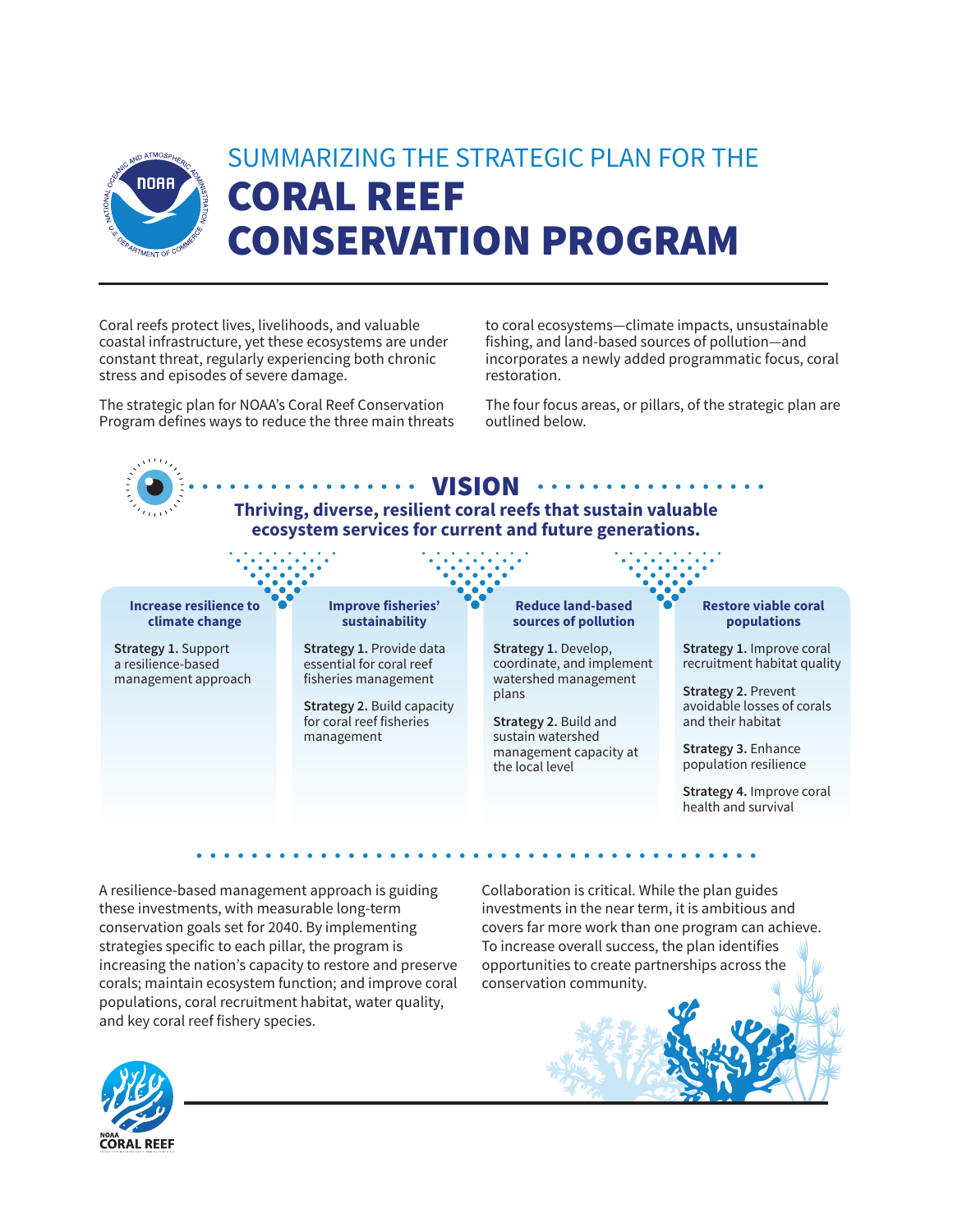# SUMMARIZING THE STRATEGIC PLAN FOR THE CORAL REEF CONSERVATION PROGRAM

Coral reefs protect lives, livelihoods, and valuable coastal infrastructure, yet these ecosystems are under constant threat, regularly experiencing both chronic stress and episodes of severe damage.

The strategic plan for NOAA's Coral Reef Conservation Program defines ways to reduce the three main threats to coral ecosystems—climate impacts, unsustainable fishing, and land-based sources of pollution—and incorporates a newly added programmatic focus, coral restoration.

The four focus areas, or pillars, of the strategic plan are outlined below.

## VISION

**Thriving, diverse, resilient coral reefs that sustain valuable ecosystem services for current and future generations.**

### Increase resilience to climate change

**Strategy 1.** Support a resilience-based management approach

### Improve fisheries' sustainability

**Strategy 1.** Provide data essential for coral reef fisheries management

**Strategy 2.** Build capacity for coral reef fisheries management

### Reduce land-based sources of pollution

**Strategy 1.** Develop, coordinate, and implement watershed management plans

**Strategy 2.** Build and sustain watershed management capacity at the local level

### Restore viable coral populations

**Strategy 1.** Improve coral recruitment habitat quality

**Strategy 2.** Prevent avoidable losses of corals and their habitat

**Strategy 3.** Enhance population resilience

**Strategy 4.** Improve coral health and survival

A resilience-based management approach is guiding these investments, with measurable long-term conservation goals set for 2040. By implementing strategies specific to each pillar, the program is increasing the nation's capacity to restore and preserve corals; maintain ecosystem function; and improve coral populations, coral recruitment habitat, water quality, and key coral reef fishery species.

Collaboration is critical. While the plan guides investments in the near term, it is ambitious and covers far more work than one program can achieve. To increase overall success, the plan identifies opportunities to create partnerships across the conservation community.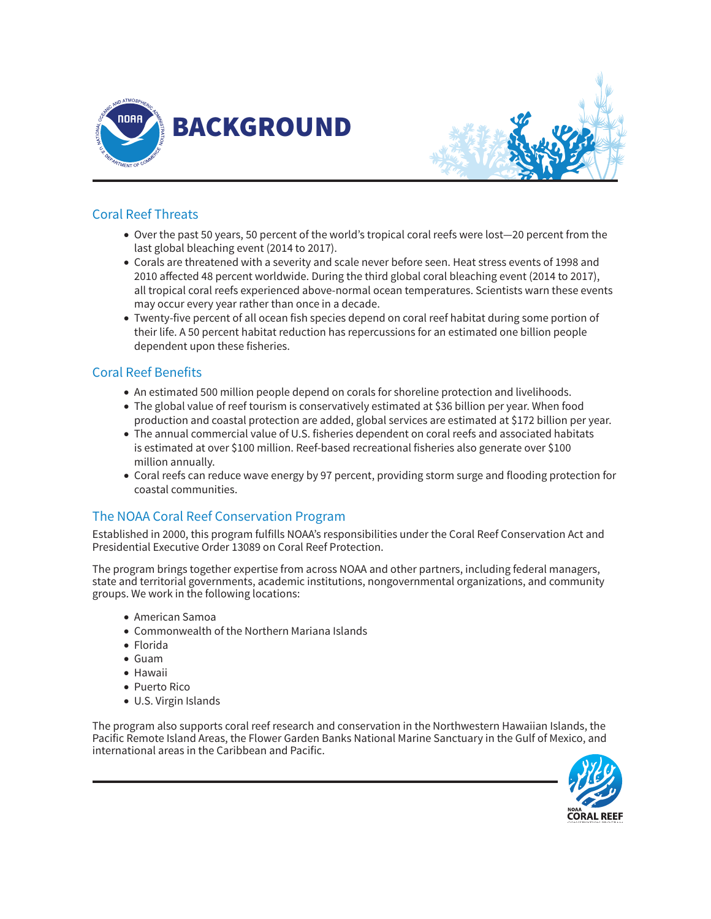# BACKGROUND

## Coral Reef Threats

- Over the past 50 years, 50 percent of the world's tropical coral reefs were lost—20 percent from the last global bleaching event (2014 to 2017).
- Corals are threatened with a severity and scale never before seen. Heat stress events of 1998 and 2010 affected 48 percent worldwide. During the third global coral bleaching event (2014 to 2017), all tropical coral reefs experienced above-normal ocean temperatures. Scientists warn these events may occur every year rather than once in a decade.
- Twenty-five percent of all ocean fish species depend on coral reef habitat during some portion of their life. A 50 percent habitat reduction has repercussions for an estimated one billion people dependent upon these fisheries.

## Coral Reef Benefits

- An estimated 500 million people depend on corals for shoreline protection and livelihoods.
- The global value of reef tourism is conservatively estimated at $36 billion per year. When food production and coastal protection are added, global services are estimated at $172 billion per year.
- The annual commercial value of U.S. fisheries dependent on coral reefs and associated habitats is estimated at over $100 million. Reef-based recreational fisheries also generate over $100 million annually.
- Coral reefs can reduce wave energy by 97 percent, providing storm surge and flooding protection for coastal communities.

## The NOAA Coral Reef Conservation Program

Established in 2000, this program fulfills NOAA's responsibilities under the Coral Reef Conservation Act and Presidential Executive Order 13089 on Coral Reef Protection.

The program brings together expertise from across NOAA and other partners, including federal managers, state and territorial governments, academic institutions, nongovernmental organizations, and community groups. We work in the following locations:

- American Samoa
- Commonwealth of the Northern Mariana Islands
- Florida
- Guam
- Hawaii
- Puerto Rico
- U.S. Virgin Islands

The program also supports coral reef research and conservation in the Northwestern Hawaiian Islands, the Pacific Remote Island Areas, the Flower Garden Banks National Marine Sanctuary in the Gulf of Mexico, and international areas in the Caribbean and Pacific.